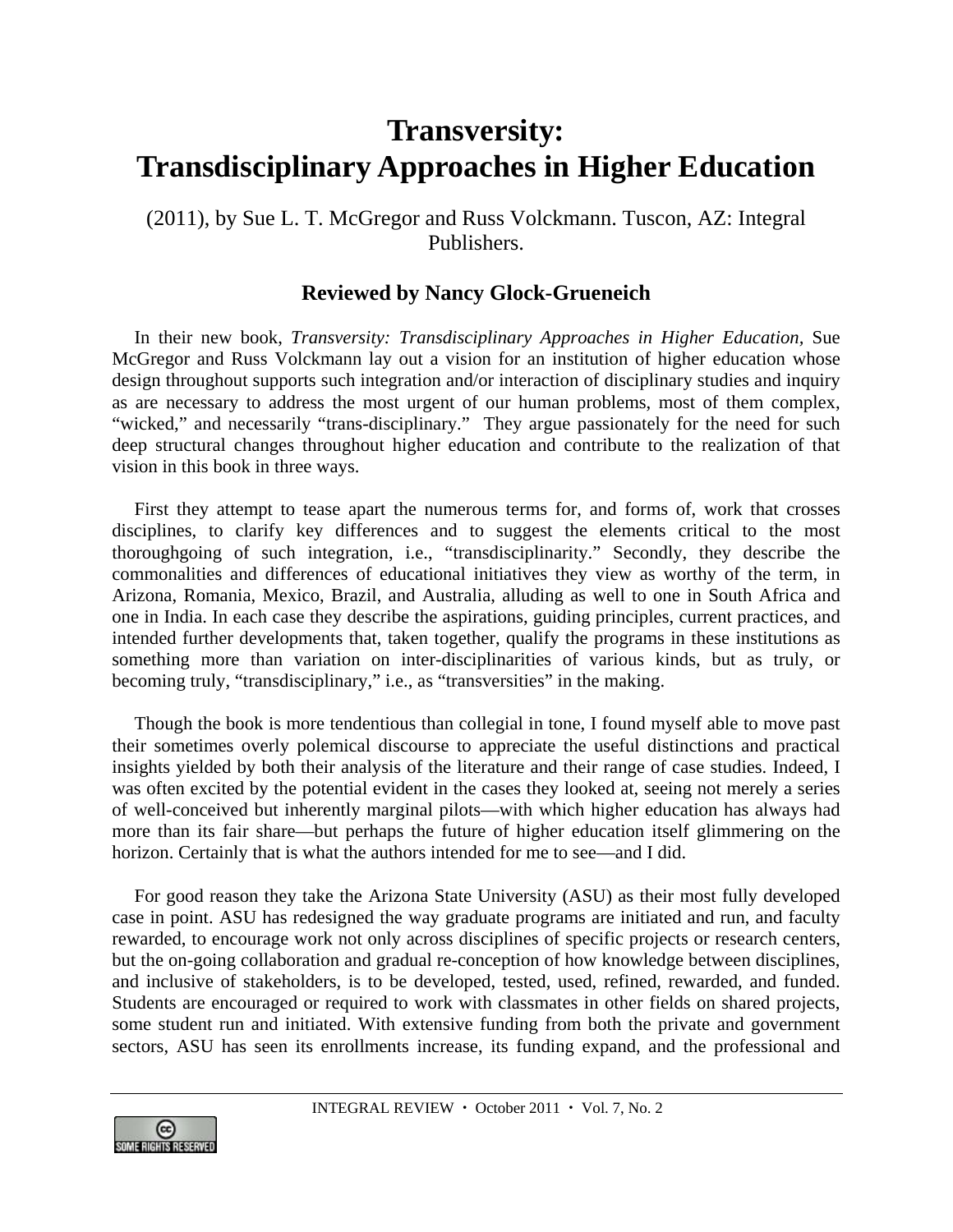# Transversity: Transdisciplinary Approaches in Higher Education

(2011), by Sue L. T. McGregor and Russ Volckmann. Tuscon, AZ: Integral Publishers.

### Reviewed by Nancy Glock-Grueneich

In their new book, *Transversity: Transdisciplinary Approaches in Higher Education,* Sue McGregor and Russ Volckmann lay out a vision for an institution of higher education whose design throughout supports such integration and/or interaction of disciplinary studies and inquiry as are necessary to address the most urgent of our human problems, most of them complex, "wicked," and necessarily "trans-disciplinary." They argue passionately for the need for such deep structural changes throughout higher education and contribute to the realization of that vision in this book in three ways.

First they attempt to tease apart the numerous terms for, and forms of, work that crosses disciplines, to clarify key differences and to suggest the elements critical to the most thoroughgoing of such integration, i.e., "transdisciplinarity." Secondly, they describe the commonalities and differences of educational initiatives they view as worthy of the term, in Arizona, Romania, Mexico, Brazil, and Australia, alluding as well to one in South Africa and one in India. In each case they describe the aspirations, guiding principles, current practices, and intended further developments that, taken together, qualify the programs in these institutions as something more than variation on inter-disciplinarities of various kinds, but as truly, or becoming truly, "transdisciplinary," i.e., as "transversities" in the making.

Though the book is more tendentious than collegial in tone, I found myself able to move past their sometimes overly polemical discourse to appreciate the useful distinctions and practical insights yielded by both their analysis of the literature and their range of case studies. Indeed, I was often excited by the potential evident in the cases they looked at, seeing not merely a series of well-conceived but inherently marginal pilots—with which higher education has always had more than its fair share—but perhaps the future of higher education itself glimmering on the horizon. Certainly that is what the authors intended for me to see—and I did.

For good reason they take the Arizona State University (ASU) as their most fully developed case in point. ASU has redesigned the way graduate programs are initiated and run, and faculty rewarded, to encourage work not only across disciplines of specific projects or research centers, but the on-going collaboration and gradual re-conception of how knowledge between disciplines, and inclusive of stakeholders, is to be developed, tested, used, refined, rewarded, and funded. Students are encouraged or required to work with classmates in other fields on shared projects, some student run and initiated. With extensive funding from both the private and government sectors, ASU has seen its enrollments increase, its funding expand, and the professional and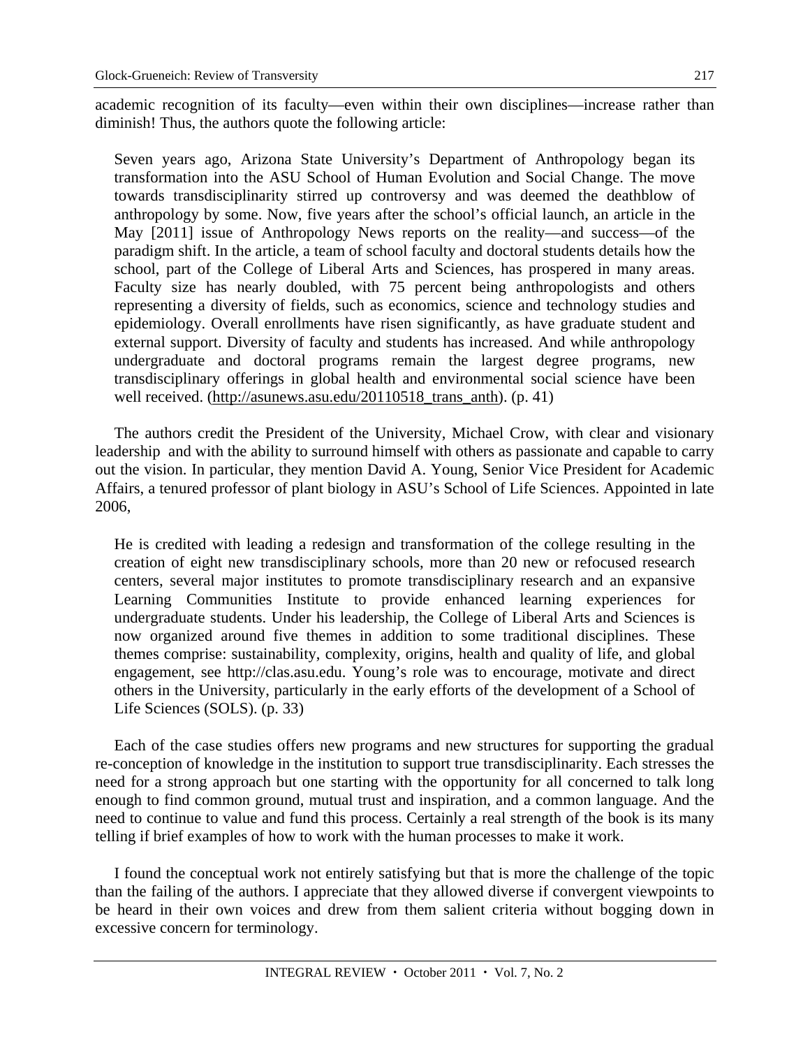academic recognition of its faculty—even within their own disciplines—increase rather than diminish! Thus, the authors quote the following article:

> Seven years ago, Arizona State University's Department of Anthropology began its transformation into the ASU School of Human Evolution and Social Change. The move towards transdisciplinarity stirred up controversy and was deemed the deathblow of anthropology by some. Now, five years after the school's official launch, an article in the May [2011] issue of Anthropology News reports on the reality—and success—of the paradigm shift. In the article, a team of school faculty and doctoral students details how the school, part of the College of Liberal Arts and Sciences, has prospered in many areas. Faculty size has nearly doubled, with 75 percent being anthropologists and others representing a diversity of fields, such as economics, science and technology studies and epidemiology. Overall enrollments have risen significantly, as have graduate student and external support. Diversity of faculty and students has increased. And while anthropology undergraduate and doctoral programs remain the largest degree programs, new transdisciplinary offerings in global health and environmental social science have been well received. (http://asunews.asu.edu/20110518_trans_anth). (p. 41)

The authors credit the President of the University, Michael Crow, with clear and visionary leadership and with the ability to surround himself with others as passionate and capable to carry out the vision. In particular, they mention David A. Young, Senior Vice President for Academic Affairs, a tenured professor of plant biology in ASU's School of Life Sciences. Appointed in late 2006,

> He is credited with leading a redesign and transformation of the college resulting in the creation of eight new transdisciplinary schools, more than 20 new or refocused research centers, several major institutes to promote transdisciplinary research and an expansive Learning Communities Institute to provide enhanced learning experiences for undergraduate students. Under his leadership, the College of Liberal Arts and Sciences is now organized around five themes in addition to some traditional disciplines. These themes comprise: sustainability, complexity, origins, health and quality of life, and global engagement, see http://clas.asu.edu. Young's role was to encourage, motivate and direct others in the University, particularly in the early efforts of the development of a School of Life Sciences (SOLS). (p. 33)

Each of the case studies offers new programs and new structures for supporting the gradual re-conception of knowledge in the institution to support true transdisciplinarity. Each stresses the need for a strong approach but one starting with the opportunity for all concerned to talk long enough to find common ground, mutual trust and inspiration, and a common language. And the need to continue to value and fund this process. Certainly a real strength of the book is its many telling if brief examples of how to work with the human processes to make it work.

I found the conceptual work not entirely satisfying but that is more the challenge of the topic than the failing of the authors. I appreciate that they allowed diverse if convergent viewpoints to be heard in their own voices and drew from them salient criteria without bogging down in excessive concern for terminology.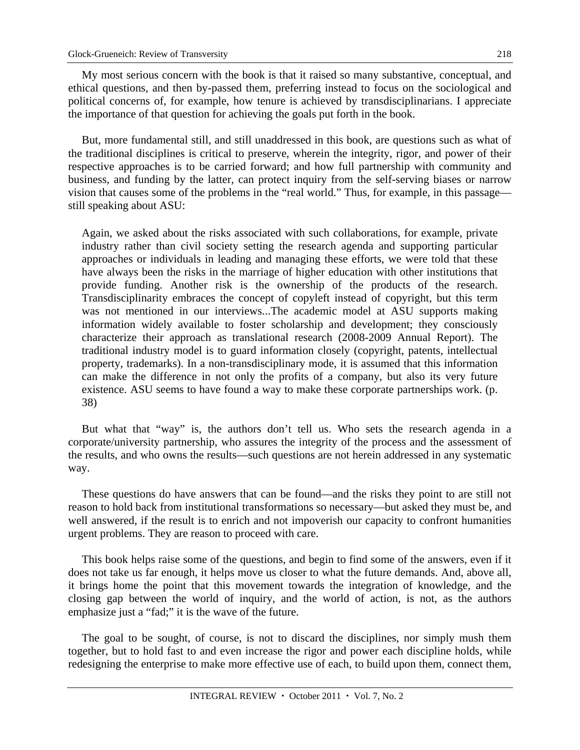My most serious concern with the book is that it raised so many substantive, conceptual, and ethical questions, and then by-passed them, preferring instead to focus on the sociological and political concerns of, for example, how tenure is achieved by transdisciplinarians. I appreciate the importance of that question for achieving the goals put forth in the book.

But, more fundamental still, and still unaddressed in this book, are questions such as what of the traditional disciplines is critical to preserve, wherein the integrity, rigor, and power of their respective approaches is to be carried forward; and how full partnership with community and business, and funding by the latter, can protect inquiry from the self-serving biases or narrow vision that causes some of the problems in the "real world." Thus, for example, in this passage—still speaking about ASU:

> Again, we asked about the risks associated with such collaborations, for example, private industry rather than civil society setting the research agenda and supporting particular approaches or individuals in leading and managing these efforts, we were told that these have always been the risks in the marriage of higher education with other institutions that provide funding. Another risk is the ownership of the products of the research. Transdisciplinarity embraces the concept of copyleft instead of copyright, but this term was not mentioned in our interviews...The academic model at ASU supports making information widely available to foster scholarship and development; they consciously characterize their approach as translational research (2008-2009 Annual Report). The traditional industry model is to guard information closely (copyright, patents, intellectual property, trademarks). In a non-transdisciplinary mode, it is assumed that this information can make the difference in not only the profits of a company, but also its very future existence. ASU seems to have found a way to make these corporate partnerships work. (p. 38)

But what that "way" is, the authors don't tell us. Who sets the research agenda in a corporate/university partnership, who assures the integrity of the process and the assessment of the results, and who owns the results—such questions are not herein addressed in any systematic way.

These questions do have answers that can be found—and the risks they point to are still not reason to hold back from institutional transformations so necessary—but asked they must be, and well answered, if the result is to enrich and not impoverish our capacity to confront humanities urgent problems. They are reason to proceed with care.

This book helps raise some of the questions, and begin to find some of the answers, even if it does not take us far enough, it helps move us closer to what the future demands. And, above all, it brings home the point that this movement towards the integration of knowledge, and the closing gap between the world of inquiry, and the world of action, is not, as the authors emphasize just a "fad;" it is the wave of the future.

The goal to be sought, of course, is not to discard the disciplines, nor simply mush them together, but to hold fast to and even increase the rigor and power each discipline holds, while redesigning the enterprise to make more effective use of each, to build upon them, connect them,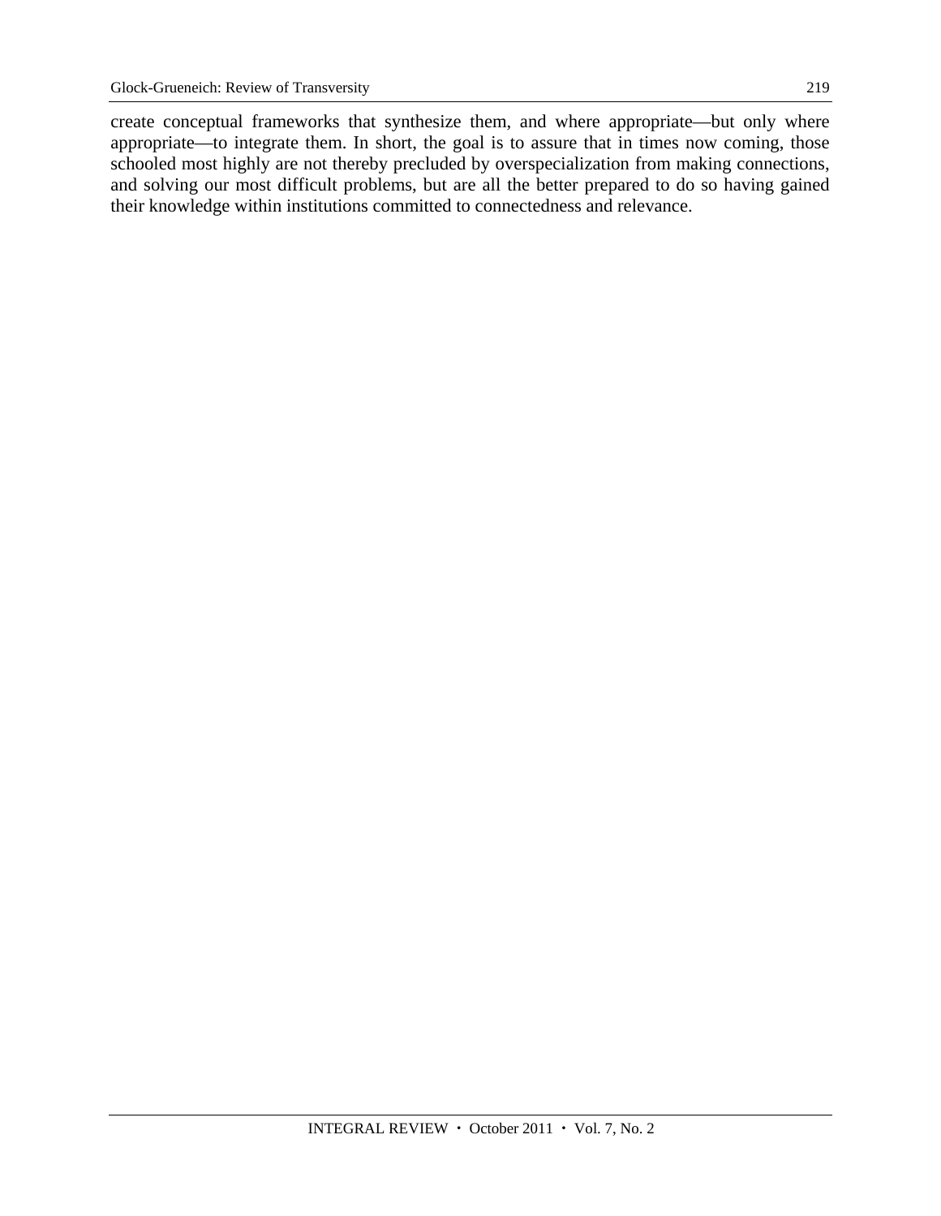create conceptual frameworks that synthesize them, and where appropriate—but only where appropriate—to integrate them. In short, the goal is to assure that in times now coming, those schooled most highly are not thereby precluded by overspecialization from making connections, and solving our most difficult problems, but are all the better prepared to do so having gained their knowledge within institutions committed to connectedness and relevance.